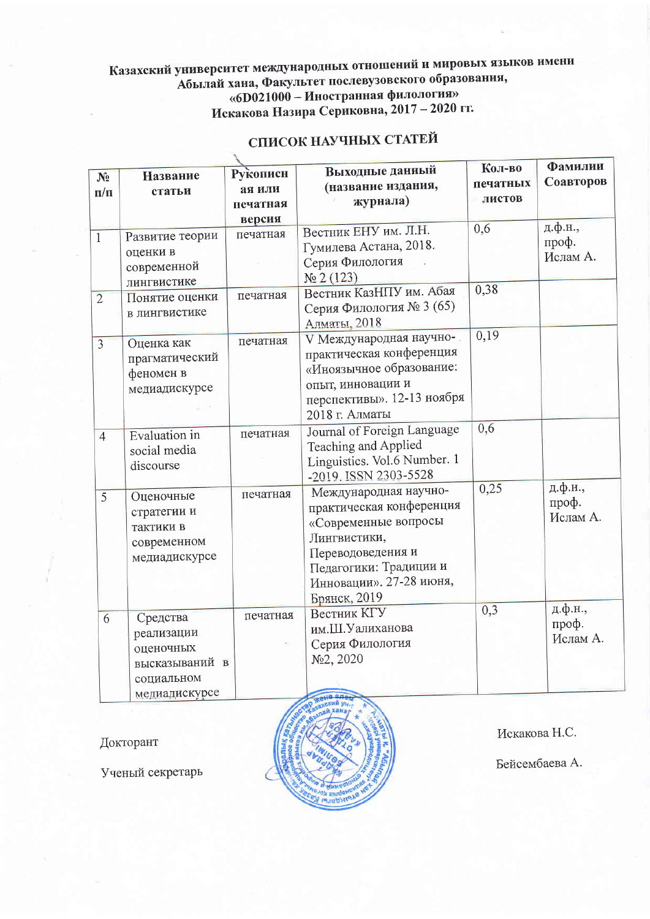**Казахский университет международных отношений и мировых языков имени Абылай хана, Факультет послевузовского образования, «6D021000 – Иностранная филология» Искакова Назира Сериковна, 2017 – 2020 гг.**

## СПИСОК НАУЧНЫХ СТАТЕЙ

| № п/п | Название статьи | Рукописная или печатная версия | Выходные данный (название издания, журнала) | Кол-во печатных листов | Фамилии Соавторов |
|---|---|---|---|---|---|
| 1 | Развитие теории оценки в современной лингвистике | печатная | Вестник ЕНУ им. Л.Н. Гумилева Астана, 2018. Серия Филология № 2 (123) | 0,6 | д.ф.н., проф. Ислам А. |
| 2 | Понятие оценки в лингвистике | печатная | Вестник КазНПУ им. Абая Серия Филология № 3 (65) Алматы, 2018 | 0,38 | |
| 3 | Оценка как прагматический феномен в медиадискурсе | печатная | V Международная научно-практическая конференция «Иноязычное образование: опыт, инновации и перспективы». 12-13 ноября 2018 г. Алматы | 0,19 | |
| 4 | Evaluation in social media discourse | печатная | Journal of Foreign Language Teaching and Applied Linguistics. Vol.6 Number. 1 -2019. ISSN 2303-5528 | 0,6 | |
| 5 | Оценочные стратегии и тактики в современном медиадискурсе | печатная | Международная научно-практическая конференция «Современные вопросы Лингвистики, Переводоведения и Педагогики: Традиции и Инновации». 27-28 июня, Брянск, 2019 | 0,25 | д.ф.н., проф. Ислам А. |
| 6 | Средства реализации оценочных высказываний в социальном медиадискурсе | печатная | Вестник КГУ им.Ш.Уалиханова Серия Филология №2, 2020 | 0,3 | д.ф.н., проф. Ислам А. |

Докторант — Искакова Н.С.

Ученый секретарь — Бейсембаева А.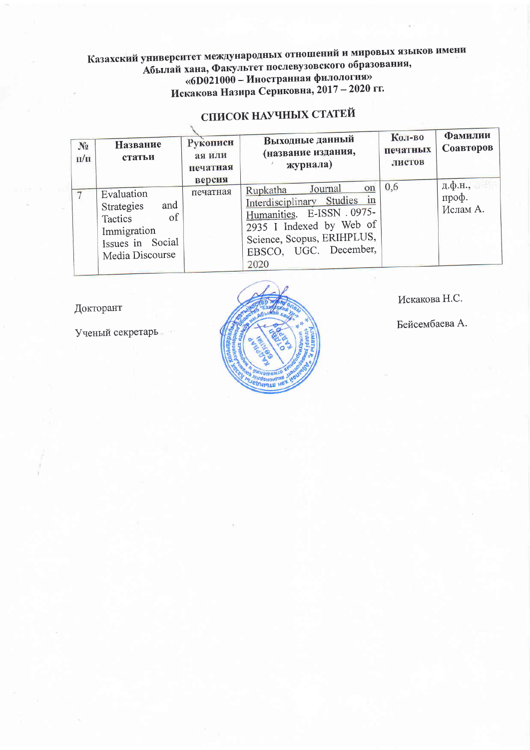**Казахский университет международных отношений и мировых языков имени Абылай хана, Факультет послевузовского образования, «6D021000 – Иностранная филология» Искакова Назира Сериковна, 2017 – 2020 гг.**

## СПИСОК НАУЧНЫХ СТАТЕЙ

| № п/п | Название статьи | Рукописная или печатная версия | Выходные данный (название издания, журнала) | Кол-во печатных листов | Фамилии Соавторов |
|---|---|---|---|---|---|
| 7 | Evaluation Strategies and Tactics of Immigration Issues in Social Media Discourse | печатная | Rupkatha Journal on Interdisciplinary Studies in Humanities. E-ISSN . 0975-2935 I Indexed by Web of Science, Scopus, ERIHPLUS, EBSCO, UGC. December, 2020 | 0,6 | д.ф.н., проф. Ислам А. |

Докторант Искакова Н.С.

Ученый секретарь Бейсембаева А.